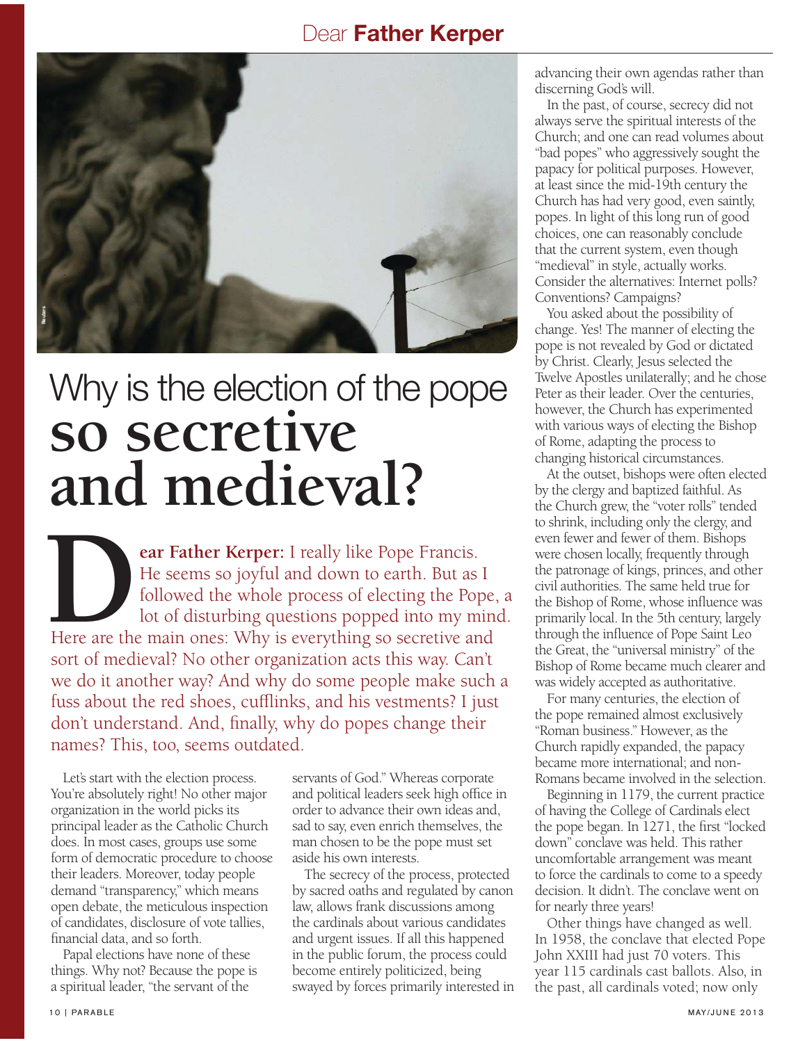Dear **Father Kerper**

# Why is the election of the pope **so secretive and medieval?**

**Dear Father Kerper:** I really like Pope Francis. He seems so joyful and down to earth. But as I followed the whole process of electing the Pope, a lot of disturbing questions popped into my mind. Here are the main ones: Why is everything so secretive and sort of medieval? No other organization acts this way. Can't we do it another way? And why do some people make such a fuss about the red shoes, cufflinks, and his vestments? I just don't understand. And, finally, why do popes change their names? This, too, seems outdated.

Let's start with the election process. You're absolutely right! No other major organization in the world picks its principal leader as the Catholic Church does. In most cases, groups use some form of democratic procedure to choose their leaders. Moreover, today people demand "transparency," which means open debate, the meticulous inspection of candidates, disclosure of vote tallies, financial data, and so forth.

Papal elections have none of these things. Why not? Because the pope is a spiritual leader, "the servant of the servants of God." Whereas corporate and political leaders seek high office in order to advance their own ideas and, sad to say, even enrich themselves, the man chosen to be the pope must set aside his own interests.

The secrecy of the process, protected by sacred oaths and regulated by canon law, allows frank discussions among the cardinals about various candidates and urgent issues. If all this happened in the public forum, the process could become entirely politicized, being swayed by forces primarily interested in advancing their own agendas rather than discerning God's will.

In the past, of course, secrecy did not always serve the spiritual interests of the Church; and one can read volumes about "bad popes" who aggressively sought the papacy for political purposes. However, at least since the mid-19th century the Church has had very good, even saintly, popes. In light of this long run of good choices, one can reasonably conclude that the current system, even though "medieval" in style, actually works. Consider the alternatives: Internet polls? Conventions? Campaigns?

You asked about the possibility of change. Yes! The manner of electing the pope is not revealed by God or dictated by Christ. Clearly, Jesus selected the Twelve Apostles unilaterally; and he chose Peter as their leader. Over the centuries, however, the Church has experimented with various ways of electing the Bishop of Rome, adapting the process to changing historical circumstances.

At the outset, bishops were often elected by the clergy and baptized faithful. As the Church grew, the "voter rolls" tended to shrink, including only the clergy, and even fewer and fewer of them. Bishops were chosen locally, frequently through the patronage of kings, princes, and other civil authorities. The same held true for the Bishop of Rome, whose influence was primarily local. In the 5th century, largely through the influence of Pope Saint Leo the Great, the "universal ministry" of the Bishop of Rome became much clearer and was widely accepted as authoritative.

For many centuries, the election of the pope remained almost exclusively "Roman business." However, as the Church rapidly expanded, the papacy became more international; and non-Romans became involved in the selection.

Beginning in 1179, the current practice of having the College of Cardinals elect the pope began. In 1271, the first "locked down" conclave was held. This rather uncomfortable arrangement was meant to force the cardinals to come to a speedy decision. It didn't. The conclave went on for nearly three years!

Other things have changed as well. In 1958, the conclave that elected Pope John XXIII had just 70 voters. This year 115 cardinals cast ballots. Also, in the past, all cardinals voted; now only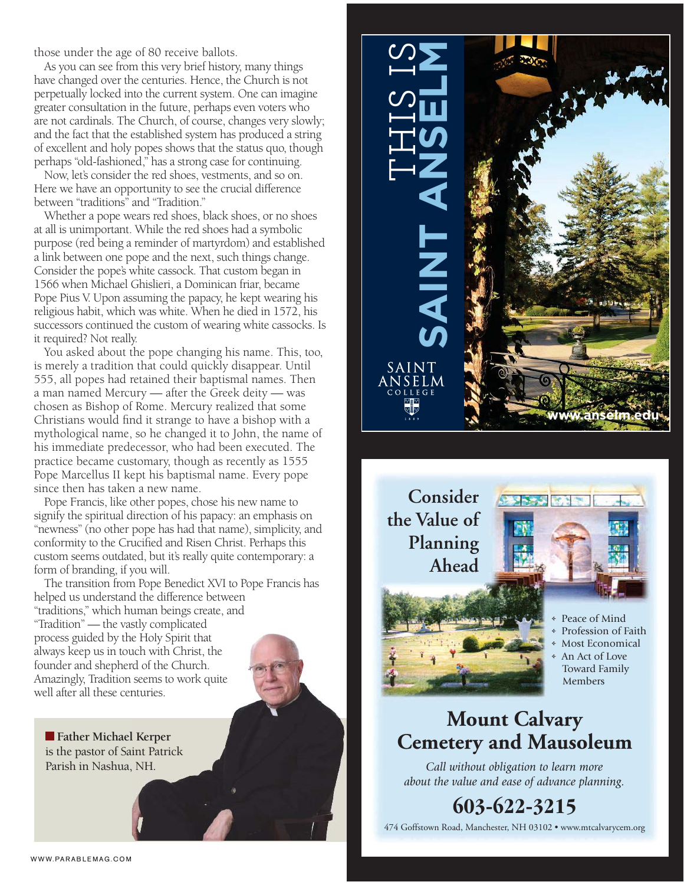those under the age of 80 receive ballots.

As you can see from this very brief history, many things have changed over the centuries. Hence, the Church is not perpetually locked into the current system. One can imagine greater consultation in the future, perhaps even voters who are not cardinals. The Church, of course, changes very slowly; and the fact that the established system has produced a string of excellent and holy popes shows that the status quo, though perhaps "old-fashioned," has a strong case for continuing.

Now, let's consider the red shoes, vestments, and so on. Here we have an opportunity to see the crucial difference between "traditions" and "Tradition."

Whether a pope wears red shoes, black shoes, or no shoes at all is unimportant. While the red shoes had a symbolic purpose (red being a reminder of martyrdom) and established a link between one pope and the next, such things change. Consider the pope's white cassock. That custom began in 1566 when Michael Ghislieri, a Dominican friar, became Pope Pius V. Upon assuming the papacy, he kept wearing his religious habit, which was white. When he died in 1572, his successors continued the custom of wearing white cassocks. Is it required? Not really.

You asked about the pope changing his name. This, too, is merely a tradition that could quickly disappear. Until 555, all popes had retained their baptismal names. Then a man named Mercury — after the Greek deity — was chosen as Bishop of Rome. Mercury realized that some Christians would find it strange to have a bishop with a mythological name, so he changed it to John, the name of his immediate predecessor, who had been executed. The practice became customary, though as recently as 1555 Pope Marcellus II kept his baptismal name. Every pope since then has taken a new name.

Pope Francis, like other popes, chose his new name to signify the spiritual direction of his papacy: an emphasis on "newness" (no other pope has had that name), simplicity, and conformity to the Crucified and Risen Christ. Perhaps this custom seems outdated, but it's really quite contemporary: a form of branding, if you will.

The transition from Pope Benedict XVI to Pope Francis has helped us understand the difference between "traditions," which human beings create, and "Tradition" — the vastly complicated process guided by the Holy Spirit that always keep us in touch with Christ, the founder and shepherd of the Church. Amazingly, Tradition seems to work quite well after all these centuries.

**Father Michael Kerper** is the pastor of Saint Patrick Parish in Nashua, NH.

THIS IS **SAINT ANSELM**

SAINT ANSELM COLLEGE

www.anselm.edu

**Consider the Value of Planning Ahead**

- Peace of Mind
- Profession of Faith
- Most Economical
- An Act of Love Toward Family Members

## Mount Calvary Cemetery and Mausoleum

*Call without obligation to learn more about the value and ease of advance planning.*

**603-622-3215**

474 Goffstown Road, Manchester, NH 03102 • www.mtcalvarycem.org